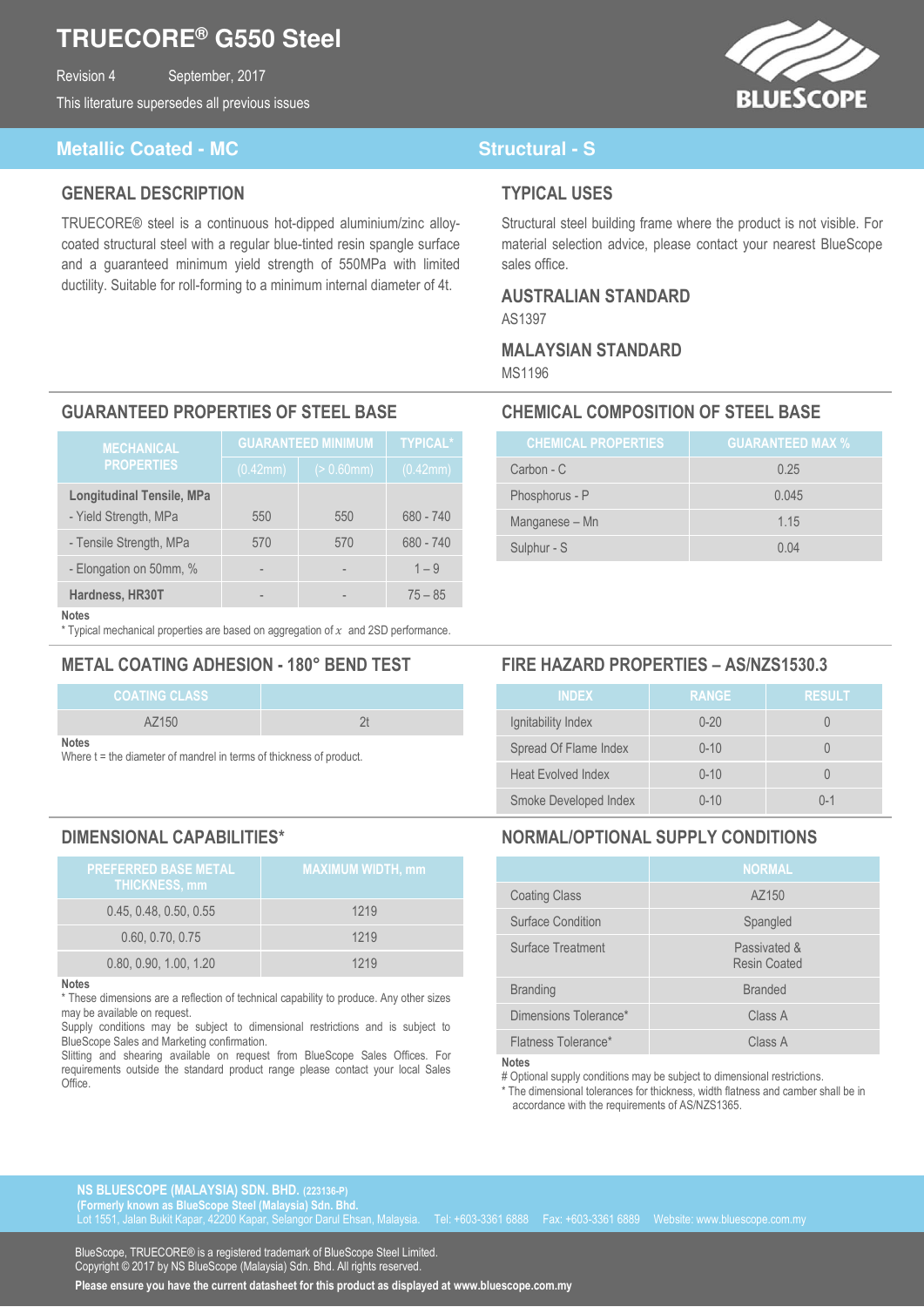# TRUECORE® G550 Steel

Revision 4 September, 2017

This literature supersedes all previous issues

## Metallic Coated - MC

## Structural - S

### GENERAL DESCRIPTION

TRUECORE® steel is a continuous hot-dipped aluminium/zinc alloy-coated structural steel with a regular blue-tinted resin spangle surface and a guaranteed minimum yield strength of 550MPa with limited ductility. Suitable for roll-forming to a minimum internal diameter of 4t.

### TYPICAL USES

Structural steel building frame where the product is not visible. For material selection advice, please contact your nearest BlueScope sales office.

### AUSTRALIAN STANDARD

AS1397

### MALAYSIAN STANDARD

MS1196

### GUARANTEED PROPERTIES OF STEEL BASE

| MECHANICAL PROPERTIES | GUARANTEED MINIMUM | | TYPICAL* |
|---|---|---|---|
| | (0.42mm) | (> 0.60mm) | (0.42mm) |
| **Longitudinal Tensile, MPa** | | | |
| - Yield Strength, MPa | 550 | 550 | 680 - 740 |
| - Tensile Strength, MPa | 570 | 570 | 680 - 740 |
| - Elongation on 50mm, % | - | - | 1 – 9 |
| **Hardness, HR30T** | - | - | 75 – 85 |

**Notes**

* Typical mechanical properties are based on aggregation of $x$ and 2SD performance.

### CHEMICAL COMPOSITION OF STEEL BASE

| CHEMICAL PROPERTIES | GUARANTEED MAX % |
|---|---|
| Carbon - C | 0.25 |
| Phosphorus - P | 0.045 |
| Manganese – Mn | 1.15 |
| Sulphur - S | 0.04 |

### METAL COATING ADHESION - 180° BEND TEST

| COATING CLASS | |
|---|---|
| AZ150 | 2t |

**Notes**

Where t = the diameter of mandrel in terms of thickness of product.

### FIRE HAZARD PROPERTIES – AS/NZS1530.3

| INDEX | RANGE | RESULT |
|---|---|---|
| Ignitability Index | 0-20 | 0 |
| Spread Of Flame Index | 0-10 | 0 |
| Heat Evolved Index | 0-10 | 0 |
| Smoke Developed Index | 0-10 | 0-1 |

### DIMENSIONAL CAPABILITIES*

| PREFERRED BASE METAL THICKNESS, mm | MAXIMUM WIDTH, mm |
|---|---|
| 0.45, 0.48, 0.50, 0.55 | 1219 |
| 0.60, 0.70, 0.75 | 1219 |
| 0.80, 0.90, 1.00, 1.20 | 1219 |

**Notes**

* These dimensions are a reflection of technical capability to produce. Any other sizes may be available on request.

Supply conditions may be subject to dimensional restrictions and is subject to BlueScope Sales and Marketing confirmation.

Slitting and shearing available on request from BlueScope Sales Offices. For requirements outside the standard product range please contact your local Sales Office.

### NORMAL/OPTIONAL SUPPLY CONDITIONS

| | NORMAL |
|---|---|
| Coating Class | AZ150 |
| Surface Condition | Spangled |
| Surface Treatment | Passivated & Resin Coated |
| Branding | Branded |
| Dimensions Tolerance* | Class A |
| Flatness Tolerance* | Class A |

**Notes**

# Optional supply conditions may be subject to dimensional restrictions.

* The dimensional tolerances for thickness, width flatness and camber shall be in accordance with the requirements of AS/NZS1365.

**NS BLUESCOPE (MALAYSIA) SDN. BHD.** (223136-P)
**(Formerly known as BlueScope Steel (Malaysia) Sdn. Bhd.**
Lot 1551, Jalan Bukit Kapar, 42200 Kapar, Selangor Darul Ehsan, Malaysia. Tel: +603-3361 6888 Fax: +603-3361 6889 Website: www.bluescope.com.my

BlueScope, TRUECORE® is a registered trademark of BlueScope Steel Limited.
Copyright © 2017 by NS BlueScope (Malaysia) Sdn. Bhd. All rights reserved.

**Please ensure you have the current datasheet for this product as displayed at www.bluescope.com.my**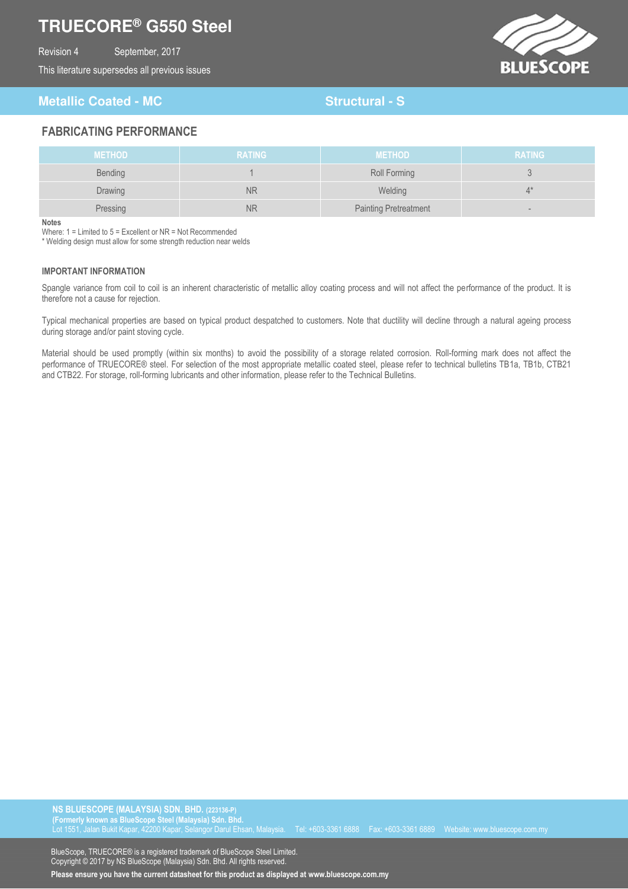# TRUECORE® G550 Steel

Revision 4 September, 2017

This literature supersedes all previous issues

**Metallic Coated - MC** **Structural - S**

## FABRICATING PERFORMANCE

| METHOD | RATING | METHOD | RATING |
|---|---|---|---|
| Bending | 1 | Roll Forming | 3 |
| Drawing | NR | Welding | 4* |
| Pressing | NR | Painting Pretreatment | - |

**Notes**

Where: 1 = Limited to 5 = Excellent or NR = Not Recommended

* Welding design must allow for some strength reduction near welds

### IMPORTANT INFORMATION

Spangle variance from coil to coil is an inherent characteristic of metallic alloy coating process and will not affect the performance of the product. It is therefore not a cause for rejection.

Typical mechanical properties are based on typical product despatched to customers. Note that ductility will decline through a natural ageing process during storage and/or paint stoving cycle.

Material should be used promptly (within six months) to avoid the possibility of a storage related corrosion. Roll-forming mark does not affect the performance of TRUECORE® steel. For selection of the most appropriate metallic coated steel, please refer to technical bulletins TB1a, TB1b, CTB21 and CTB22. For storage, roll-forming lubricants and other information, please refer to the Technical Bulletins.

**NS BLUESCOPE (MALAYSIA) SDN. BHD. (223136-P)**
**(Formerly known as BlueScope Steel (Malaysia) Sdn. Bhd.**
Lot 1551, Jalan Bukit Kapar, 42200 Kapar, Selangor Darul Ehsan, Malaysia. Tel: +603-3361 6888 Fax: +603-3361 6889 Website: www.bluescope.com.my

BlueScope, TRUECORE® is a registered trademark of BlueScope Steel Limited.
Copyright © 2017 by NS BlueScope (Malaysia) Sdn. Bhd. All rights reserved.

**Please ensure you have the current datasheet for this product as displayed at www.bluescope.com.my**